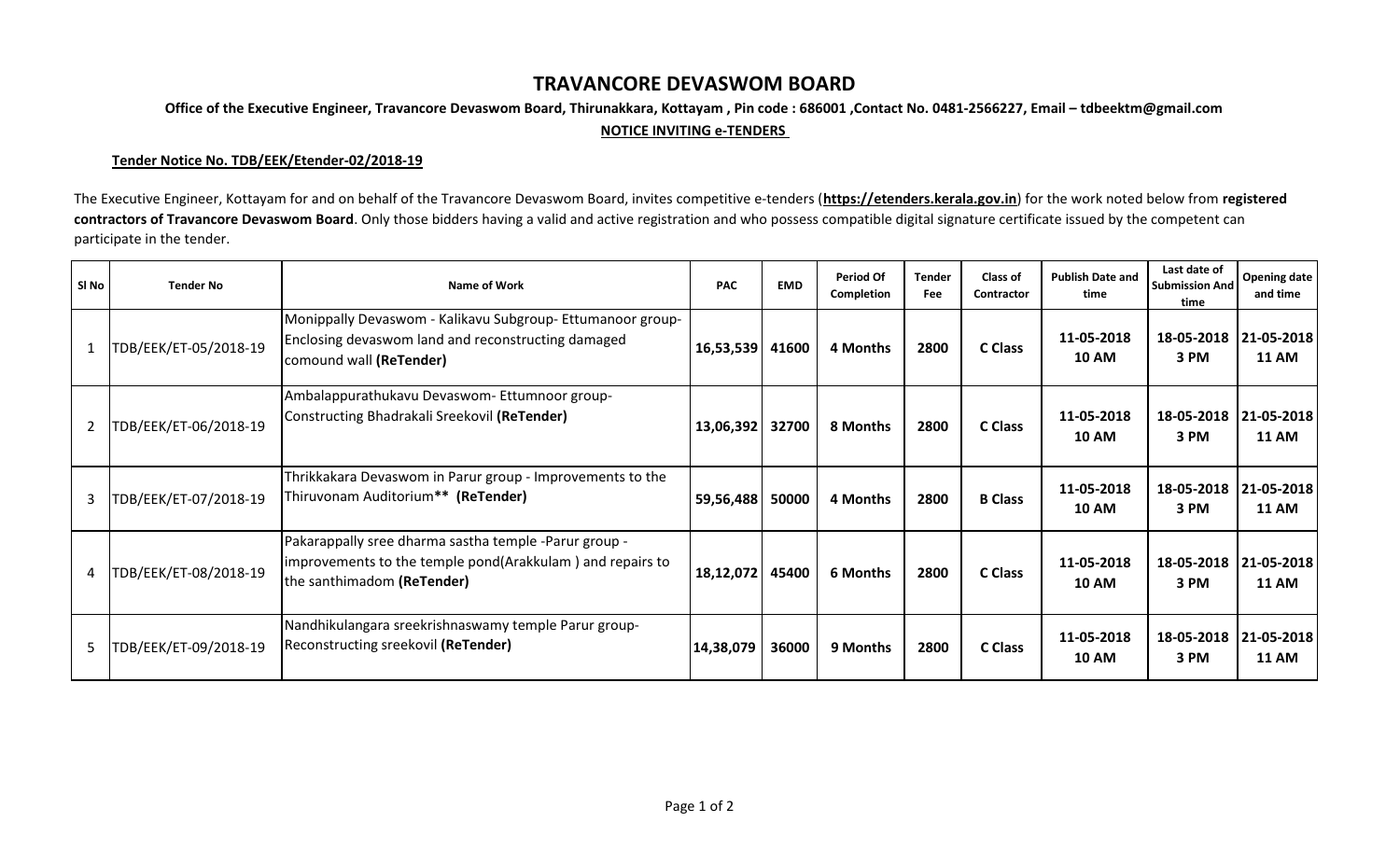# TRAVANCORE DEVASWOM BOARD

**Office of the Executive Engineer, Travancore Devaswom Board, Thirunakkara, Kottayam , Pin code : 686001 ,Contact No. 0481-2566227, Email – tdbeektm@gmail.com**

**NOTICE INVITING e-TENDERS**

**Tender Notice No. TDB/EEK/Etender-02/2018-19**

The Executive Engineer, Kottayam for and on behalf of the Travancore Devaswom Board, invites competitive e-tenders (**https://etenders.kerala.gov.in**) for the work noted below from **registered contractors of Travancore Devaswom Board**. Only those bidders having a valid and active registration and who possess compatible digital signature certificate issued by the competent can participate in the tender.

| Sl No | Tender No | Name of Work | PAC | EMD | Period Of Completion | Tender Fee | Class of Contractor | Publish Date and time | Last date of Submission And time | Opening date and time |
|---|---|---|---|---|---|---|---|---|---|---|
| 1 | TDB/EEK/ET-05/2018-19 | Monippally Devaswom - Kalikavu Subgroup- Ettumanoor group- Enclosing devaswom land and reconstructing damaged comound wall **(ReTender)** | **16,53,539** | **41600** | **4 Months** | **2800** | **C Class** | **11-05-2018 10 AM** | **18-05-2018 3 PM** | **21-05-2018 11 AM** |
| 2 | TDB/EEK/ET-06/2018-19 | Ambalappurathukavu Devaswom- Ettumnoor group- Constructing Bhadrakali Sreekovil **(ReTender)** | **13,06,392** | **32700** | **8 Months** | **2800** | **C Class** | **11-05-2018 10 AM** | **18-05-2018 3 PM** | **21-05-2018 11 AM** |
| 3 | TDB/EEK/ET-07/2018-19 | Thrikkakara Devaswom in Parur group - Improvements to the Thiruvonam Auditorium** **(ReTender)** | **59,56,488** | **50000** | **4 Months** | **2800** | **B Class** | **11-05-2018 10 AM** | **18-05-2018 3 PM** | **21-05-2018 11 AM** |
| 4 | TDB/EEK/ET-08/2018-19 | Pakarappally sree dharma sastha temple -Parur group - improvements to the temple pond(Arakkulam ) and repairs to the santhimadom **(ReTender)** | **18,12,072** | **45400** | **6 Months** | **2800** | **C Class** | **11-05-2018 10 AM** | **18-05-2018 3 PM** | **21-05-2018 11 AM** |
| 5 | TDB/EEK/ET-09/2018-19 | Nandhikulangara sreekrishnaswamy temple Parur group- Reconstructing sreekovil **(ReTender)** | **14,38,079** | **36000** | **9 Months** | **2800** | **C Class** | **11-05-2018 10 AM** | **18-05-2018 3 PM** | **21-05-2018 11 AM** |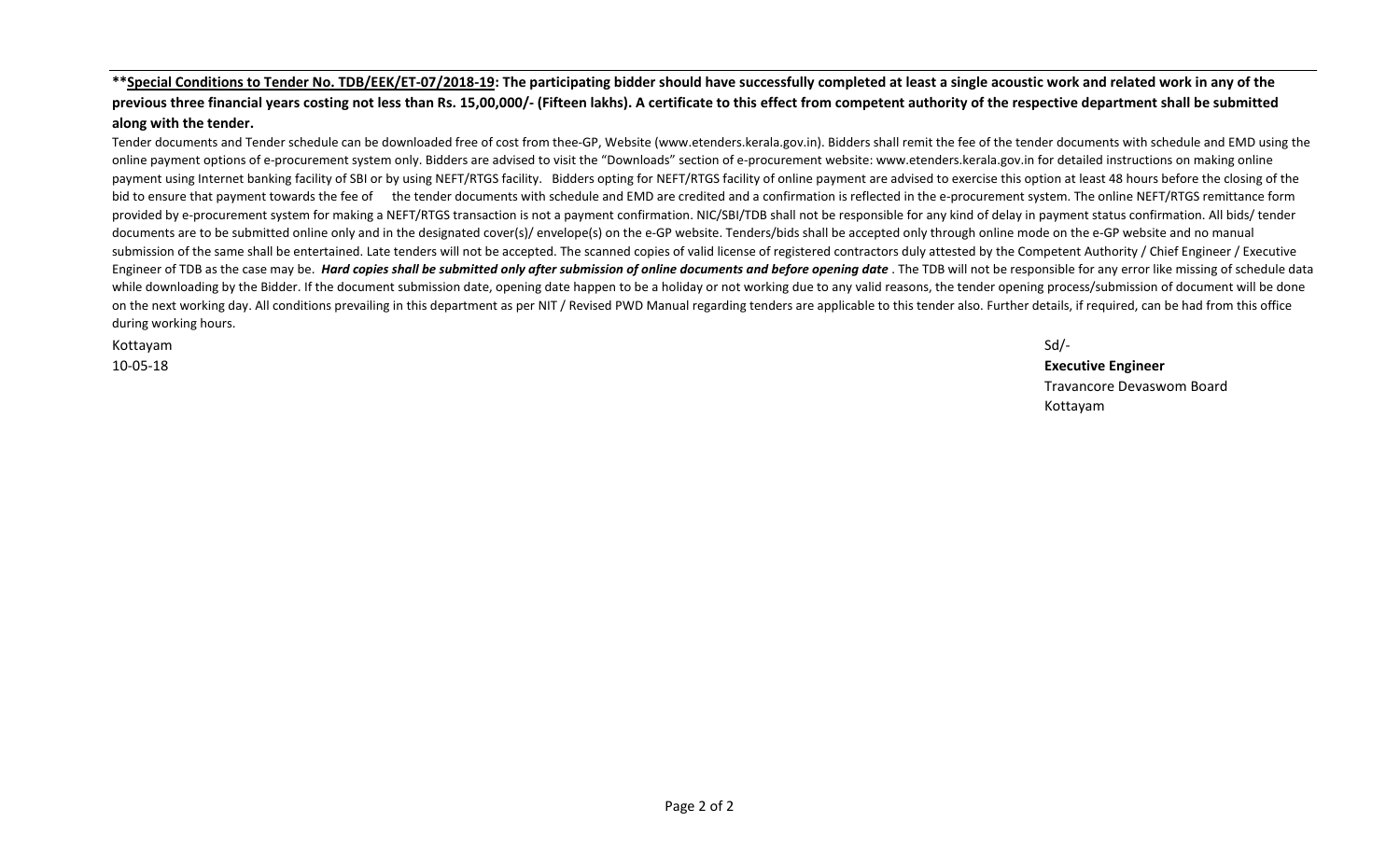**\*\*<u>Special Conditions to Tender No. TDB/EEK/ET-07/2018-19</u>: The participating bidder should have successfully completed at least a single acoustic work and related work in any of the previous three financial years costing not less than Rs. 15,00,000/- (Fifteen lakhs). A certificate to this effect from competent authority of the respective department shall be submitted along with the tender.**

Tender documents and Tender schedule can be downloaded free of cost from thee-GP, Website (www.etenders.kerala.gov.in). Bidders shall remit the fee of the tender documents with schedule and EMD using the online payment options of e-procurement system only. Bidders are advised to visit the "Downloads" section of e-procurement website: www.etenders.kerala.gov.in for detailed instructions on making online payment using Internet banking facility of SBI or by using NEFT/RTGS facility. Bidders opting for NEFT/RTGS facility of online payment are advised to exercise this option at least 48 hours before the closing of the bid to ensure that payment towards the fee of the tender documents with schedule and EMD are credited and a confirmation is reflected in the e-procurement system. The online NEFT/RTGS remittance form provided by e-procurement system for making a NEFT/RTGS transaction is not a payment confirmation. NIC/SBI/TDB shall not be responsible for any kind of delay in payment status confirmation. All bids/ tender documents are to be submitted online only and in the designated cover(s)/ envelope(s) on the e-GP website. Tenders/bids shall be accepted only through online mode on the e-GP website and no manual submission of the same shall be entertained. Late tenders will not be accepted. The scanned copies of valid license of registered contractors duly attested by the Competent Authority / Chief Engineer / Executive Engineer of TDB as the case may be. ***Hard copies shall be submitted only after submission of online documents and before opening date*** . The TDB will not be responsible for any error like missing of schedule data while downloading by the Bidder. If the document submission date, opening date happen to be a holiday or not working due to any valid reasons, the tender opening process/submission of document will be done on the next working day. All conditions prevailing in this department as per NIT / Revised PWD Manual regarding tenders are applicable to this tender also. Further details, if required, can be had from this office during working hours.

Kottayam
10-05-18

Sd/-
**Executive Engineer**
Travancore Devaswom Board
Kottayam